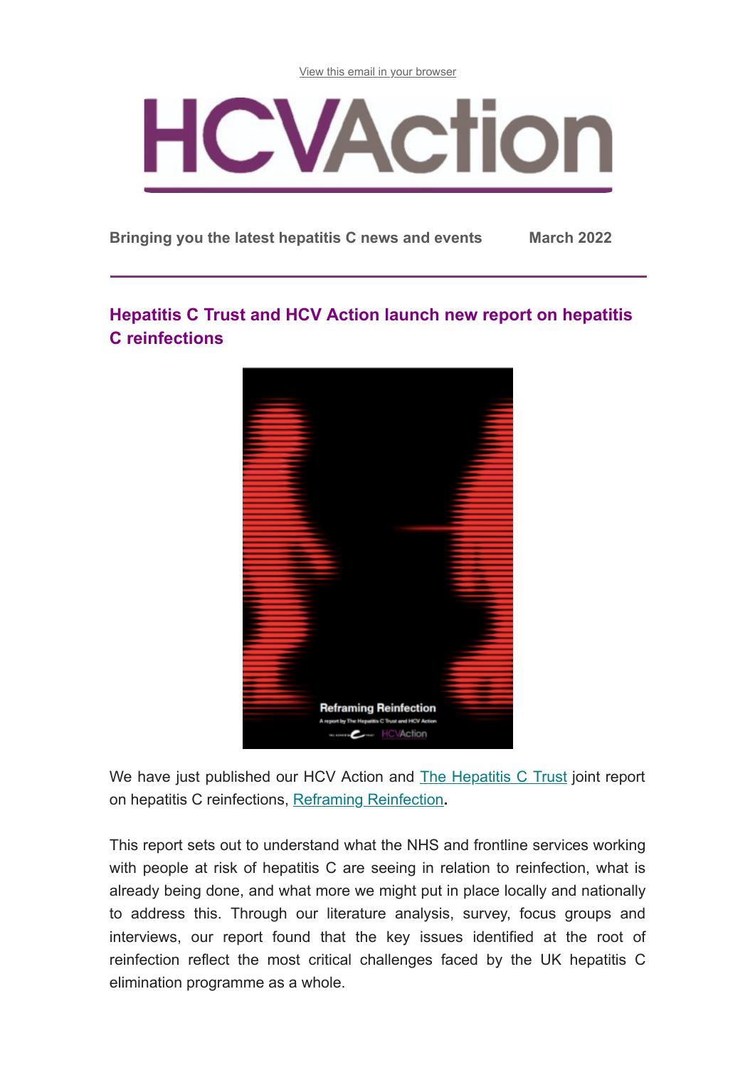View this email in your browser

# HCVAction

**Bringing you the latest hepatitis C news and events** **March 2022**

## Hepatitis C Trust and HCV Action launch new report on hepatitis C reinfections

We have just published our HCV Action and The Hepatitis C Trust joint report on hepatitis C reinfections, Reframing Reinfection**.**

This report sets out to understand what the NHS and frontline services working with people at risk of hepatitis C are seeing in relation to reinfection, what is already being done, and what more we might put in place locally and nationally to address this. Through our literature analysis, survey, focus groups and interviews, our report found that the key issues identified at the root of reinfection reflect the most critical challenges faced by the UK hepatitis C elimination programme as a whole.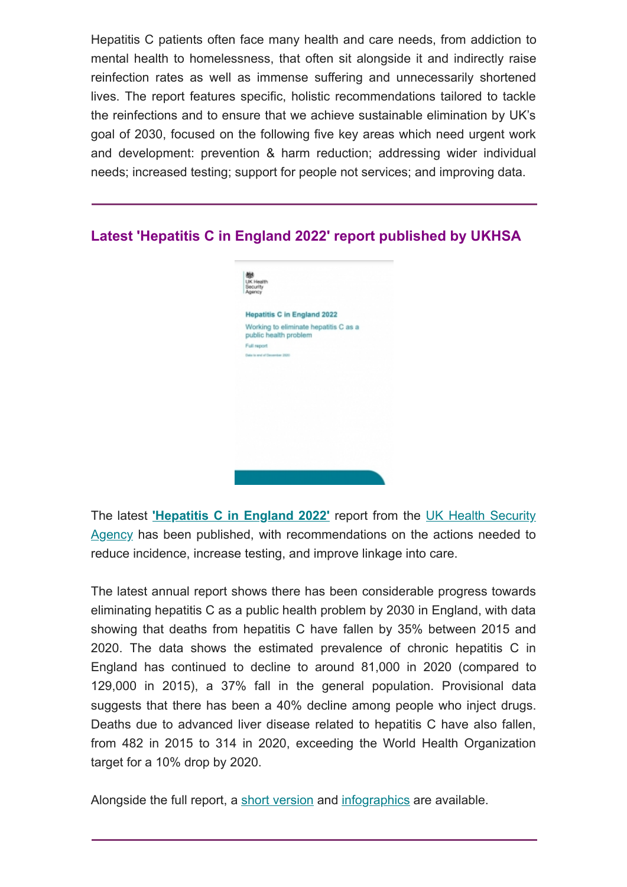Hepatitis C patients often face many health and care needs, from addiction to mental health to homelessness, that often sit alongside it and indirectly raise reinfection rates as well as immense suffering and unnecessarily shortened lives. The report features specific, holistic recommendations tailored to tackle the reinfections and to ensure that we achieve sustainable elimination by UK's goal of 2030, focused on the following five key areas which need urgent work and development: prevention & harm reduction; addressing wider individual needs; increased testing; support for people not services; and improving data.

---

## Latest 'Hepatitis C in England 2022' report published by UKHSA

The latest **'Hepatitis C in England 2022'** report from the UK Health Security Agency has been published, with recommendations on the actions needed to reduce incidence, increase testing, and improve linkage into care.

The latest annual report shows there has been considerable progress towards eliminating hepatitis C as a public health problem by 2030 in England, with data showing that deaths from hepatitis C have fallen by 35% between 2015 and 2020. The data shows the estimated prevalence of chronic hepatitis C in England has continued to decline to around 81,000 in 2020 (compared to 129,000 in 2015), a 37% fall in the general population. Provisional data suggests that there has been a 40% decline among people who inject drugs. Deaths due to advanced liver disease related to hepatitis C have also fallen, from 482 in 2015 to 314 in 2020, exceeding the World Health Organization target for a 10% drop by 2020.

Alongside the full report, a short version and infographics are available.

---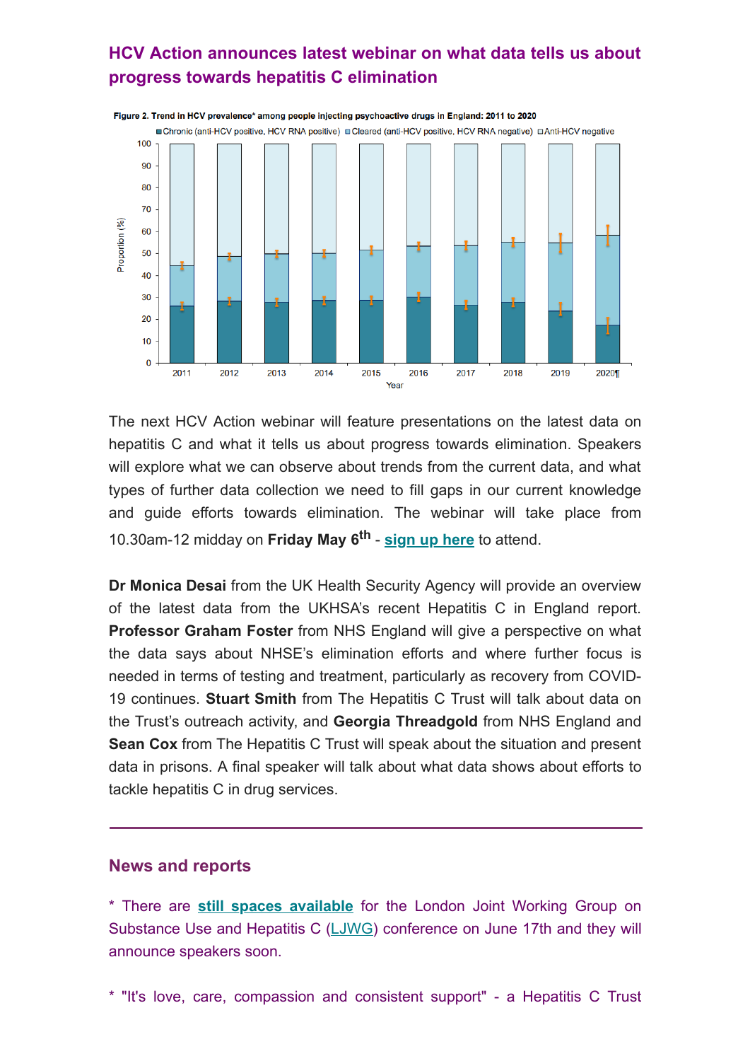## HCV Action announces latest webinar on what data tells us about progress towards hepatitis C elimination

**Figure 2. Trend in HCV prevalence* among people injecting psychoactive drugs in England: 2011 to 2020**

The next HCV Action webinar will feature presentations on the latest data on hepatitis C and what it tells us about progress towards elimination. Speakers will explore what we can observe about trends from the current data, and what types of further data collection we need to fill gaps in our current knowledge and guide efforts towards elimination. The webinar will take place from 10.30am-12 midday on **Friday May 6th** - **sign up here** to attend.

**Dr Monica Desai** from the UK Health Security Agency will provide an overview of the latest data from the UKHSA's recent Hepatitis C in England report. **Professor Graham Foster** from NHS England will give a perspective on what the data says about NHSE's elimination efforts and where further focus is needed in terms of testing and treatment, particularly as recovery from COVID-19 continues. **Stuart Smith** from The Hepatitis C Trust will talk about data on the Trust's outreach activity, and **Georgia Threadgold** from NHS England and **Sean Cox** from The Hepatitis C Trust will speak about the situation and present data in prisons. A final speaker will talk about what data shows about efforts to tackle hepatitis C in drug services.

---

## News and reports

* There are **still spaces available** for the London Joint Working Group on Substance Use and Hepatitis C (LJWG) conference on June 17th and they will announce speakers soon.

* "It's love, care, compassion and consistent support" - a Hepatitis C Trust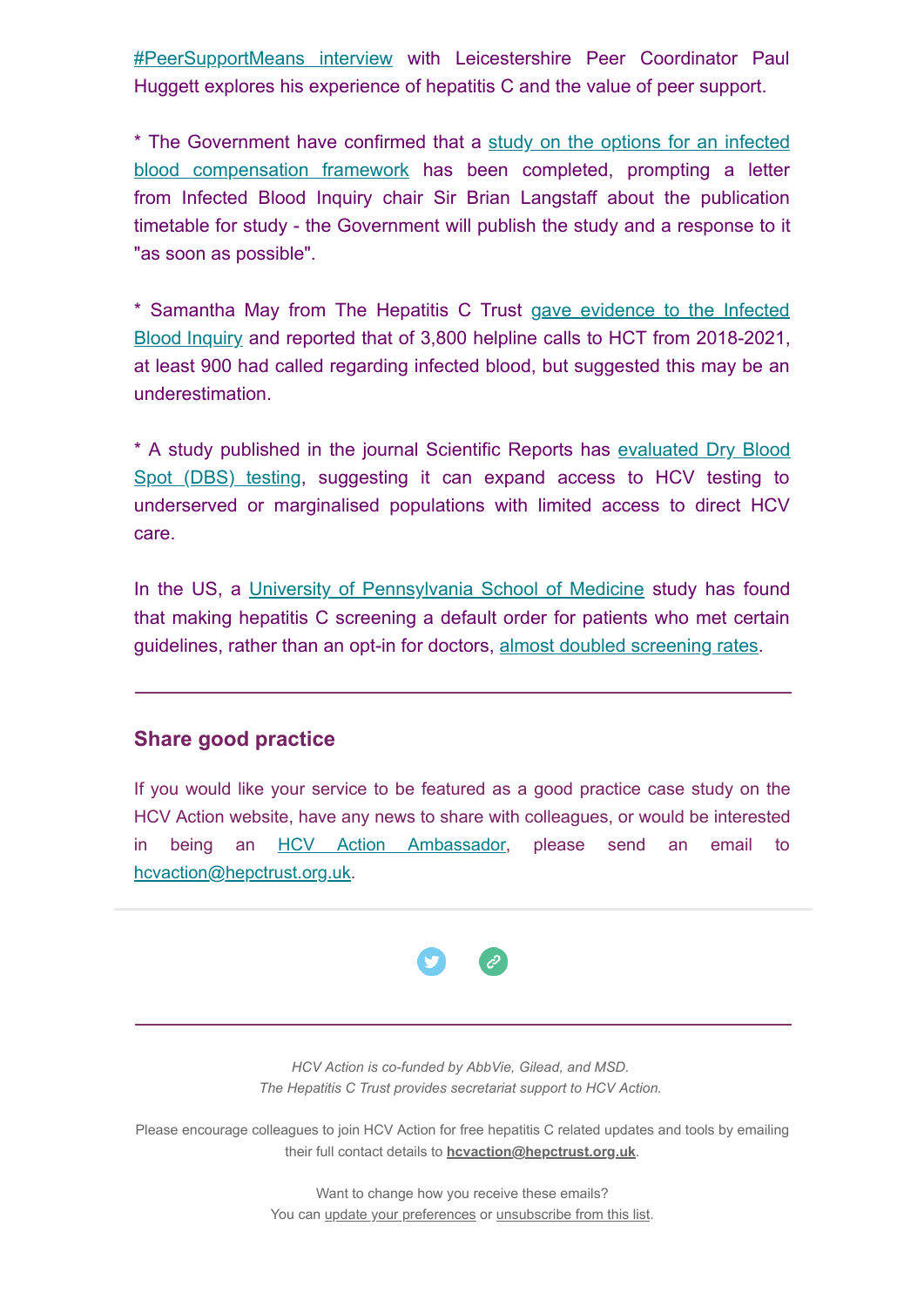#PeerSupportMeans interview with Leicestershire Peer Coordinator Paul Huggett explores his experience of hepatitis C and the value of peer support.

* The Government have confirmed that a study on the options for an infected blood compensation framework has been completed, prompting a letter from Infected Blood Inquiry chair Sir Brian Langstaff about the publication timetable for study - the Government will publish the study and a response to it "as soon as possible".

* Samantha May from The Hepatitis C Trust gave evidence to the Infected Blood Inquiry and reported that of 3,800 helpline calls to HCT from 2018-2021, at least 900 had called regarding infected blood, but suggested this may be an underestimation.

* A study published in the journal Scientific Reports has evaluated Dry Blood Spot (DBS) testing, suggesting it can expand access to HCV testing to underserved or marginalised populations with limited access to direct HCV care.

In the US, a University of Pennsylvania School of Medicine study has found that making hepatitis C screening a default order for patients who met certain guidelines, rather than an opt-in for doctors, almost doubled screening rates.

---

## Share good practice

If you would like your service to be featured as a good practice case study on the HCV Action website, have any news to share with colleagues, or would be interested in being an HCV Action Ambassador, please send an email to hcvaction@hepctrust.org.uk.

---

*HCV Action is co-funded by AbbVie, Gilead, and MSD.*
*The Hepatitis C Trust provides secretariat support to HCV Action.*

Please encourage colleagues to join HCV Action for free hepatitis C related updates and tools by emailing their full contact details to **hcvaction@hepctrust.org.uk**.

Want to change how you receive these emails?
You can update your preferences or unsubscribe from this list.